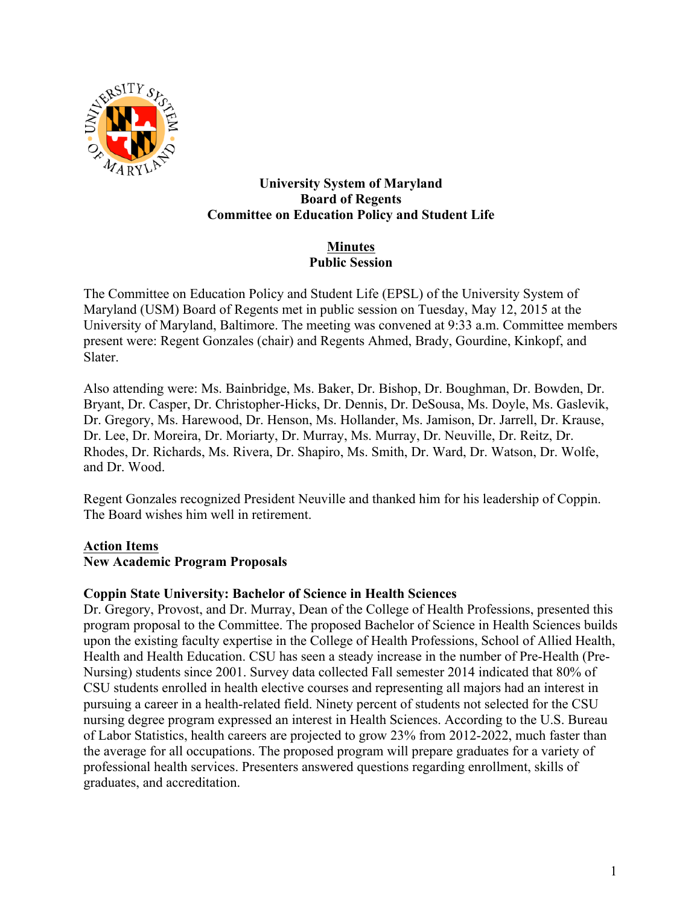**University System of Maryland**
**Board of Regents**
**Committee on Education Policy and Student Life**

**Minutes**
**Public Session**

The Committee on Education Policy and Student Life (EPSL) of the University System of Maryland (USM) Board of Regents met in public session on Tuesday, May 12, 2015 at the University of Maryland, Baltimore. The meeting was convened at 9:33 a.m. Committee members present were: Regent Gonzales (chair) and Regents Ahmed, Brady, Gourdine, Kinkopf, and Slater.

Also attending were: Ms. Bainbridge, Ms. Baker, Dr. Bishop, Dr. Boughman, Dr. Bowden, Dr. Bryant, Dr. Casper, Dr. Christopher-Hicks, Dr. Dennis, Dr. DeSousa, Ms. Doyle, Ms. Gaslevik, Dr. Gregory, Ms. Harewood, Dr. Henson, Ms. Hollander, Ms. Jamison, Dr. Jarrell, Dr. Krause, Dr. Lee, Dr. Moreira, Dr. Moriarty, Dr. Murray, Ms. Murray, Dr. Neuville, Dr. Reitz, Dr. Rhodes, Dr. Richards, Ms. Rivera, Dr. Shapiro, Ms. Smith, Dr. Ward, Dr. Watson, Dr. Wolfe, and Dr. Wood.

Regent Gonzales recognized President Neuville and thanked him for his leadership of Coppin. The Board wishes him well in retirement.

## Action Items

### New Academic Program Proposals

**Coppin State University: Bachelor of Science in Health Sciences**

Dr. Gregory, Provost, and Dr. Murray, Dean of the College of Health Professions, presented this program proposal to the Committee. The proposed Bachelor of Science in Health Sciences builds upon the existing faculty expertise in the College of Health Professions, School of Allied Health, Health and Health Education. CSU has seen a steady increase in the number of Pre-Health (Pre-Nursing) students since 2001. Survey data collected Fall semester 2014 indicated that 80% of CSU students enrolled in health elective courses and representing all majors had an interest in pursuing a career in a health-related field. Ninety percent of students not selected for the CSU nursing degree program expressed an interest in Health Sciences. According to the U.S. Bureau of Labor Statistics, health careers are projected to grow 23% from 2012-2022, much faster than the average for all occupations. The proposed program will prepare graduates for a variety of professional health services. Presenters answered questions regarding enrollment, skills of graduates, and accreditation.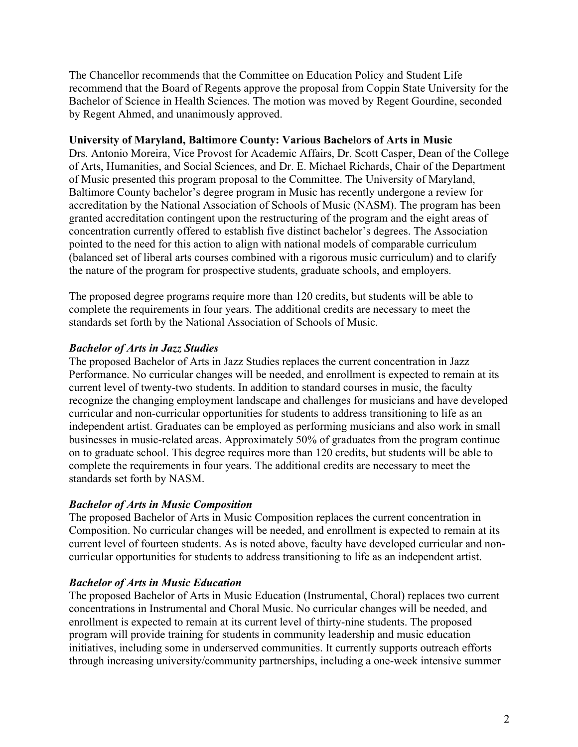The Chancellor recommends that the Committee on Education Policy and Student Life recommend that the Board of Regents approve the proposal from Coppin State University for the Bachelor of Science in Health Sciences. The motion was moved by Regent Gourdine, seconded by Regent Ahmed, and unanimously approved.

**University of Maryland, Baltimore County: Various Bachelors of Arts in Music**

Drs. Antonio Moreira, Vice Provost for Academic Affairs, Dr. Scott Casper, Dean of the College of Arts, Humanities, and Social Sciences, and Dr. E. Michael Richards, Chair of the Department of Music presented this program proposal to the Committee. The University of Maryland, Baltimore County bachelor's degree program in Music has recently undergone a review for accreditation by the National Association of Schools of Music (NASM). The program has been granted accreditation contingent upon the restructuring of the program and the eight areas of concentration currently offered to establish five distinct bachelor's degrees. The Association pointed to the need for this action to align with national models of comparable curriculum (balanced set of liberal arts courses combined with a rigorous music curriculum) and to clarify the nature of the program for prospective students, graduate schools, and employers.

The proposed degree programs require more than 120 credits, but students will be able to complete the requirements in four years. The additional credits are necessary to meet the standards set forth by the National Association of Schools of Music.

***Bachelor of Arts in Jazz Studies***

The proposed Bachelor of Arts in Jazz Studies replaces the current concentration in Jazz Performance. No curricular changes will be needed, and enrollment is expected to remain at its current level of twenty-two students. In addition to standard courses in music, the faculty recognize the changing employment landscape and challenges for musicians and have developed curricular and non-curricular opportunities for students to address transitioning to life as an independent artist. Graduates can be employed as performing musicians and also work in small businesses in music-related areas. Approximately 50% of graduates from the program continue on to graduate school. This degree requires more than 120 credits, but students will be able to complete the requirements in four years. The additional credits are necessary to meet the standards set forth by NASM.

***Bachelor of Arts in Music Composition***

The proposed Bachelor of Arts in Music Composition replaces the current concentration in Composition. No curricular changes will be needed, and enrollment is expected to remain at its current level of fourteen students. As is noted above, faculty have developed curricular and non-curricular opportunities for students to address transitioning to life as an independent artist.

***Bachelor of Arts in Music Education***

The proposed Bachelor of Arts in Music Education (Instrumental, Choral) replaces two current concentrations in Instrumental and Choral Music. No curricular changes will be needed, and enrollment is expected to remain at its current level of thirty-nine students. The proposed program will provide training for students in community leadership and music education initiatives, including some in underserved communities. It currently supports outreach efforts through increasing university/community partnerships, including a one-week intensive summer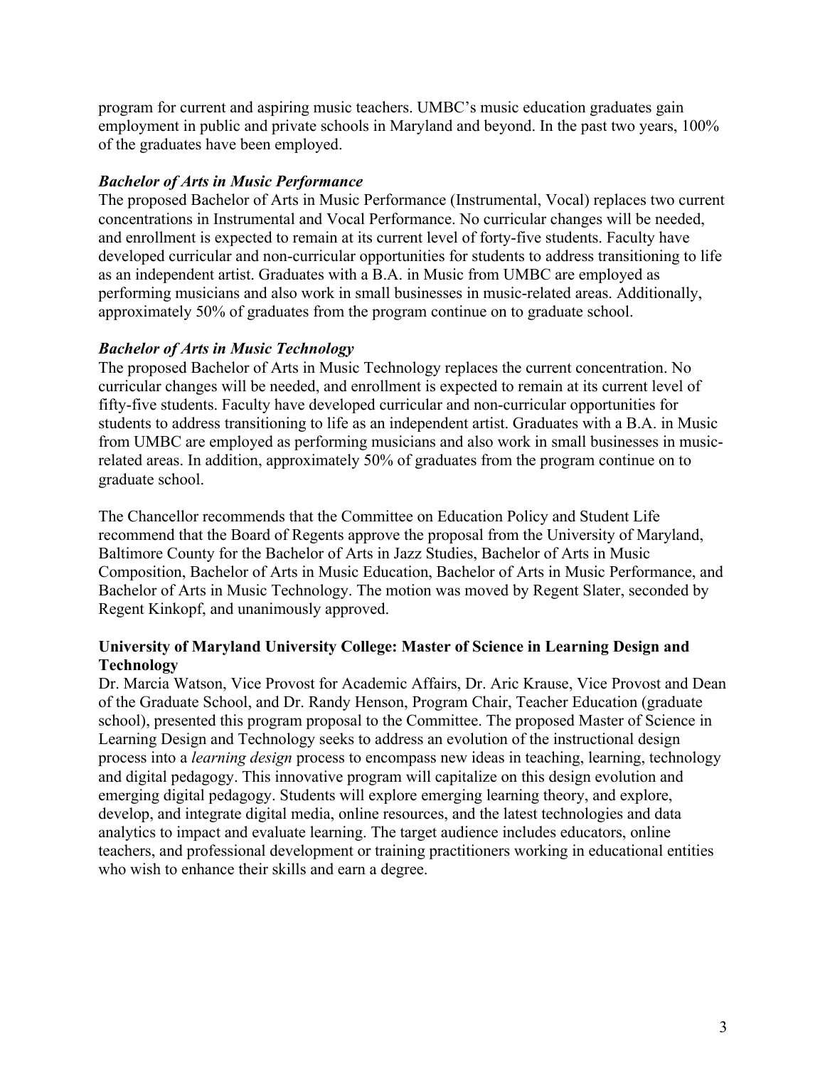program for current and aspiring music teachers. UMBC's music education graduates gain employment in public and private schools in Maryland and beyond. In the past two years, 100% of the graduates have been employed.

***Bachelor of Arts in Music Performance***

The proposed Bachelor of Arts in Music Performance (Instrumental, Vocal) replaces two current concentrations in Instrumental and Vocal Performance. No curricular changes will be needed, and enrollment is expected to remain at its current level of forty-five students. Faculty have developed curricular and non-curricular opportunities for students to address transitioning to life as an independent artist. Graduates with a B.A. in Music from UMBC are employed as performing musicians and also work in small businesses in music-related areas. Additionally, approximately 50% of graduates from the program continue on to graduate school.

***Bachelor of Arts in Music Technology***

The proposed Bachelor of Arts in Music Technology replaces the current concentration. No curricular changes will be needed, and enrollment is expected to remain at its current level of fifty-five students. Faculty have developed curricular and non-curricular opportunities for students to address transitioning to life as an independent artist. Graduates with a B.A. in Music from UMBC are employed as performing musicians and also work in small businesses in music-related areas. In addition, approximately 50% of graduates from the program continue on to graduate school.

The Chancellor recommends that the Committee on Education Policy and Student Life recommend that the Board of Regents approve the proposal from the University of Maryland, Baltimore County for the Bachelor of Arts in Jazz Studies, Bachelor of Arts in Music Composition, Bachelor of Arts in Music Education, Bachelor of Arts in Music Performance, and Bachelor of Arts in Music Technology. The motion was moved by Regent Slater, seconded by Regent Kinkopf, and unanimously approved.

**University of Maryland University College: Master of Science in Learning Design and Technology**

Dr. Marcia Watson, Vice Provost for Academic Affairs, Dr. Aric Krause, Vice Provost and Dean of the Graduate School, and Dr. Randy Henson, Program Chair, Teacher Education (graduate school), presented this program proposal to the Committee. The proposed Master of Science in Learning Design and Technology seeks to address an evolution of the instructional design process into a *learning design* process to encompass new ideas in teaching, learning, technology and digital pedagogy. This innovative program will capitalize on this design evolution and emerging digital pedagogy. Students will explore emerging learning theory, and explore, develop, and integrate digital media, online resources, and the latest technologies and data analytics to impact and evaluate learning. The target audience includes educators, online teachers, and professional development or training practitioners working in educational entities who wish to enhance their skills and earn a degree.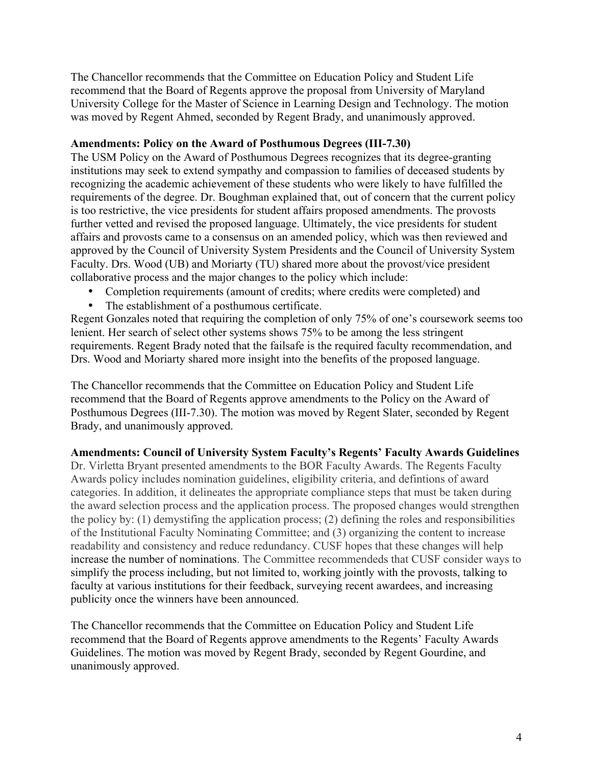The Chancellor recommends that the Committee on Education Policy and Student Life recommend that the Board of Regents approve the proposal from University of Maryland University College for the Master of Science in Learning Design and Technology. The motion was moved by Regent Ahmed, seconded by Regent Brady, and unanimously approved.

**Amendments: Policy on the Award of Posthumous Degrees (III-7.30)**

The USM Policy on the Award of Posthumous Degrees recognizes that its degree-granting institutions may seek to extend sympathy and compassion to families of deceased students by recognizing the academic achievement of these students who were likely to have fulfilled the requirements of the degree. Dr. Boughman explained that, out of concern that the current policy is too restrictive, the vice presidents for student affairs proposed amendments. The provosts further vetted and revised the proposed language. Ultimately, the vice presidents for student affairs and provosts came to a consensus on an amended policy, which was then reviewed and approved by the Council of University System Presidents and the Council of University System Faculty. Drs. Wood (UB) and Moriarty (TU) shared more about the provost/vice president collaborative process and the major changes to the policy which include:

- Completion requirements (amount of credits; where credits were completed) and
- The establishment of a posthumous certificate.

Regent Gonzales noted that requiring the completion of only 75% of one's coursework seems too lenient. Her search of select other systems shows 75% to be among the less stringent requirements. Regent Brady noted that the failsafe is the required faculty recommendation, and Drs. Wood and Moriarty shared more insight into the benefits of the proposed language.

The Chancellor recommends that the Committee on Education Policy and Student Life recommend that the Board of Regents approve amendments to the Policy on the Award of Posthumous Degrees (III-7.30). The motion was moved by Regent Slater, seconded by Regent Brady, and unanimously approved.

**Amendments: Council of University System Faculty's Regents' Faculty Awards Guidelines**

Dr. Virletta Bryant presented amendments to the BOR Faculty Awards. The Regents Faculty Awards policy includes nomination guidelines, eligibility criteria, and defintions of award categories. In addition, it delineates the appropriate compliance steps that must be taken during the award selection process and the application process. The proposed changes would strengthen the policy by: (1) demystifing the application process; (2) defining the roles and responsibilities of the Institutional Faculty Nominating Committee; and (3) organizing the content to increase readability and consistency and reduce redundancy. CUSF hopes that these changes will help increase the number of nominations. The Committee recommendeds that CUSF consider ways to simplify the process including, but not limited to, working jointly with the provosts, talking to faculty at various institutions for their feedback, surveying recent awardees, and increasing publicity once the winners have been announced.

The Chancellor recommends that the Committee on Education Policy and Student Life recommend that the Board of Regents approve amendments to the Regents' Faculty Awards Guidelines. The motion was moved by Regent Brady, seconded by Regent Gourdine, and unanimously approved.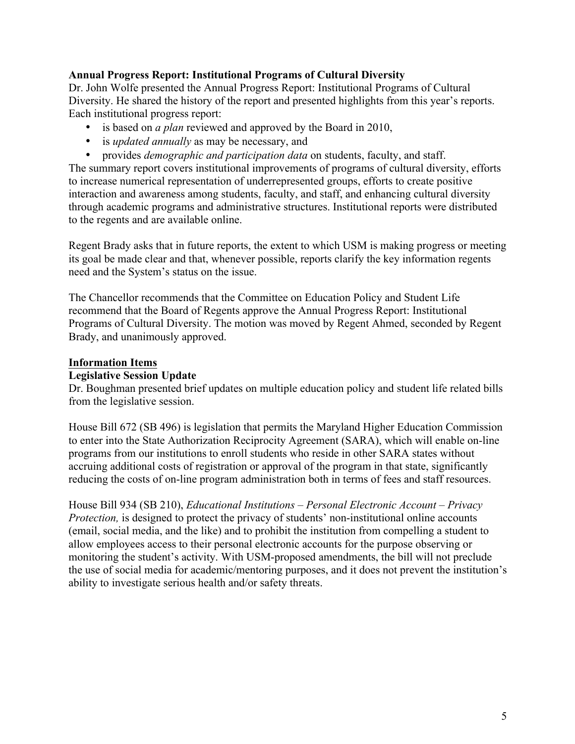**Annual Progress Report: Institutional Programs of Cultural Diversity**

Dr. John Wolfe presented the Annual Progress Report: Institutional Programs of Cultural Diversity. He shared the history of the report and presented highlights from this year's reports. Each institutional progress report:

- is based on *a plan* reviewed and approved by the Board in 2010,
- is *updated annually* as may be necessary, and
- provides *demographic and participation data* on students, faculty, and staff.

The summary report covers institutional improvements of programs of cultural diversity, efforts to increase numerical representation of underrepresented groups, efforts to create positive interaction and awareness among students, faculty, and staff, and enhancing cultural diversity through academic programs and administrative structures. Institutional reports were distributed to the regents and are available online.

Regent Brady asks that in future reports, the extent to which USM is making progress or meeting its goal be made clear and that, whenever possible, reports clarify the key information regents need and the System's status on the issue.

The Chancellor recommends that the Committee on Education Policy and Student Life recommend that the Board of Regents approve the Annual Progress Report: Institutional Programs of Cultural Diversity. The motion was moved by Regent Ahmed, seconded by Regent Brady, and unanimously approved.

**Information Items**

**Legislative Session Update**

Dr. Boughman presented brief updates on multiple education policy and student life related bills from the legislative session.

House Bill 672 (SB 496) is legislation that permits the Maryland Higher Education Commission to enter into the State Authorization Reciprocity Agreement (SARA), which will enable on-line programs from our institutions to enroll students who reside in other SARA states without accruing additional costs of registration or approval of the program in that state, significantly reducing the costs of on-line program administration both in terms of fees and staff resources.

House Bill 934 (SB 210), *Educational Institutions – Personal Electronic Account – Privacy Protection,* is designed to protect the privacy of students' non-institutional online accounts (email, social media, and the like) and to prohibit the institution from compelling a student to allow employees access to their personal electronic accounts for the purpose observing or monitoring the student's activity. With USM-proposed amendments, the bill will not preclude the use of social media for academic/mentoring purposes, and it does not prevent the institution's ability to investigate serious health and/or safety threats.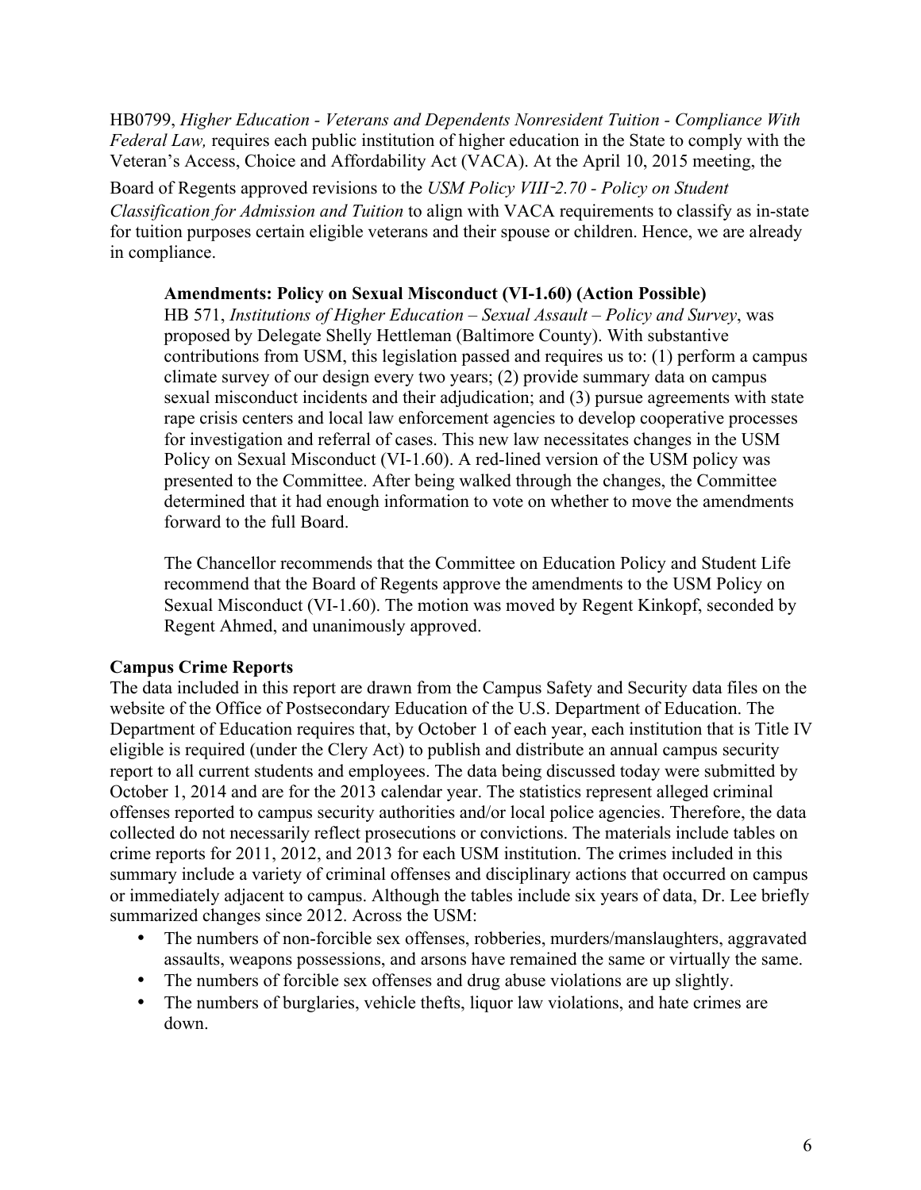HB0799, *Higher Education - Veterans and Dependents Nonresident Tuition - Compliance With Federal Law,* requires each public institution of higher education in the State to comply with the Veteran's Access, Choice and Affordability Act (VACA). At the April 10, 2015 meeting, the Board of Regents approved revisions to the *USM Policy VIII-2.70 - Policy on Student Classification for Admission and Tuition* to align with VACA requirements to classify as in-state for tuition purposes certain eligible veterans and their spouse or children. Hence, we are already in compliance.

**Amendments: Policy on Sexual Misconduct (VI-1.60) (Action Possible)**

HB 571, *Institutions of Higher Education – Sexual Assault – Policy and Survey*, was proposed by Delegate Shelly Hettleman (Baltimore County). With substantive contributions from USM, this legislation passed and requires us to: (1) perform a campus climate survey of our design every two years; (2) provide summary data on campus sexual misconduct incidents and their adjudication; and (3) pursue agreements with state rape crisis centers and local law enforcement agencies to develop cooperative processes for investigation and referral of cases. This new law necessitates changes in the USM Policy on Sexual Misconduct (VI-1.60). A red-lined version of the USM policy was presented to the Committee. After being walked through the changes, the Committee determined that it had enough information to vote on whether to move the amendments forward to the full Board.

The Chancellor recommends that the Committee on Education Policy and Student Life recommend that the Board of Regents approve the amendments to the USM Policy on Sexual Misconduct (VI-1.60). The motion was moved by Regent Kinkopf, seconded by Regent Ahmed, and unanimously approved.

**Campus Crime Reports**

The data included in this report are drawn from the Campus Safety and Security data files on the website of the Office of Postsecondary Education of the U.S. Department of Education. The Department of Education requires that, by October 1 of each year, each institution that is Title IV eligible is required (under the Clery Act) to publish and distribute an annual campus security report to all current students and employees. The data being discussed today were submitted by October 1, 2014 and are for the 2013 calendar year. The statistics represent alleged criminal offenses reported to campus security authorities and/or local police agencies. Therefore, the data collected do not necessarily reflect prosecutions or convictions. The materials include tables on crime reports for 2011, 2012, and 2013 for each USM institution. The crimes included in this summary include a variety of criminal offenses and disciplinary actions that occurred on campus or immediately adjacent to campus. Although the tables include six years of data, Dr. Lee briefly summarized changes since 2012. Across the USM:

- The numbers of non-forcible sex offenses, robberies, murders/manslaughters, aggravated assaults, weapons possessions, and arsons have remained the same or virtually the same.
- The numbers of forcible sex offenses and drug abuse violations are up slightly.
- The numbers of burglaries, vehicle thefts, liquor law violations, and hate crimes are down.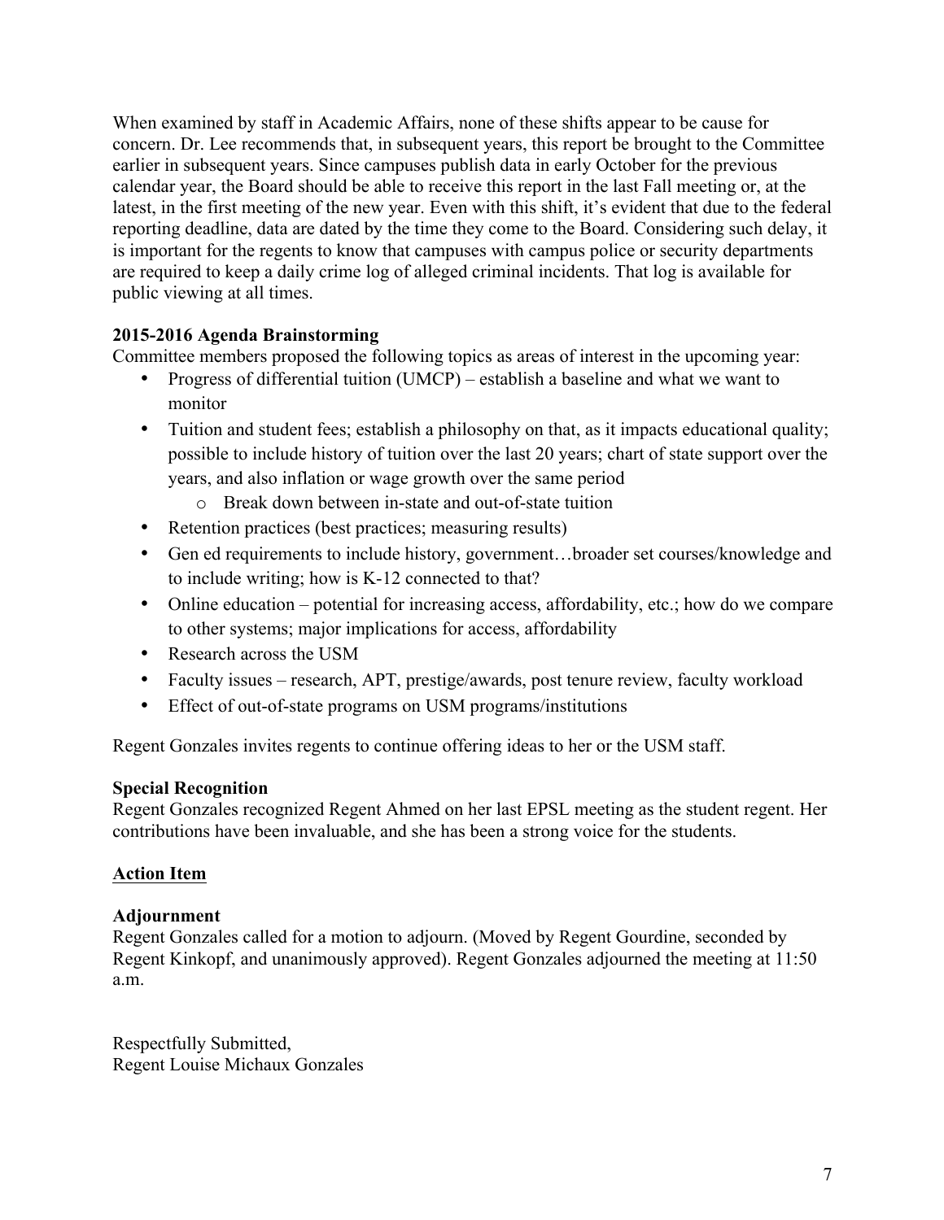When examined by staff in Academic Affairs, none of these shifts appear to be cause for concern. Dr. Lee recommends that, in subsequent years, this report be brought to the Committee earlier in subsequent years. Since campuses publish data in early October for the previous calendar year, the Board should be able to receive this report in the last Fall meeting or, at the latest, in the first meeting of the new year. Even with this shift, it's evident that due to the federal reporting deadline, data are dated by the time they come to the Board. Considering such delay, it is important for the regents to know that campuses with campus police or security departments are required to keep a daily crime log of alleged criminal incidents. That log is available for public viewing at all times.

**2015-2016 Agenda Brainstorming**

Committee members proposed the following topics as areas of interest in the upcoming year:

- Progress of differential tuition (UMCP) – establish a baseline and what we want to monitor
- Tuition and student fees; establish a philosophy on that, as it impacts educational quality; possible to include history of tuition over the last 20 years; chart of state support over the years, and also inflation or wage growth over the same period
    - Break down between in-state and out-of-state tuition
- Retention practices (best practices; measuring results)
- Gen ed requirements to include history, government…broader set courses/knowledge and to include writing; how is K-12 connected to that?
- Online education – potential for increasing access, affordability, etc.; how do we compare to other systems; major implications for access, affordability
- Research across the USM
- Faculty issues – research, APT, prestige/awards, post tenure review, faculty workload
- Effect of out-of-state programs on USM programs/institutions

Regent Gonzales invites regents to continue offering ideas to her or the USM staff.

**Special Recognition**

Regent Gonzales recognized Regent Ahmed on her last EPSL meeting as the student regent. Her contributions have been invaluable, and she has been a strong voice for the students.

**<u>Action Item</u>**

**Adjournment**

Regent Gonzales called for a motion to adjourn. (Moved by Regent Gourdine, seconded by Regent Kinkopf, and unanimously approved). Regent Gonzales adjourned the meeting at 11:50 a.m.

Respectfully Submitted,
Regent Louise Michaux Gonzales